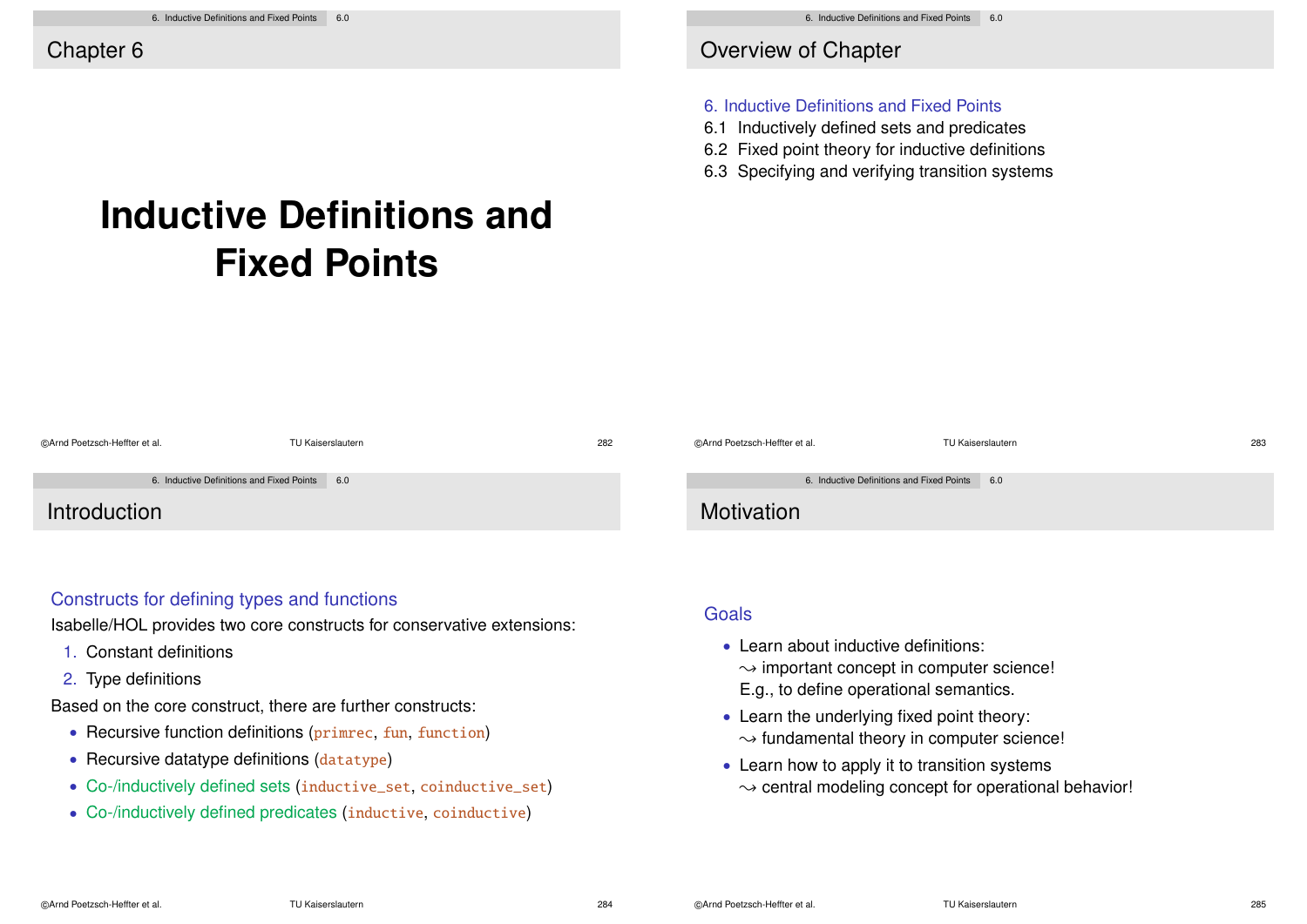## Chapter 6

# Inductive Definitions and Fixed Points

## Overview of Chapter

6. Inductive Definitions and Fixed Points

6.1 Inductively defined sets and predicates

6.2 Fixed point theory for inductive definitions

6.3 Specifying and verifying transition systems

## Introduction

### Constructs for defining types and functions

Isabelle/HOL provides two core constructs for conservative extensions:

1. Constant definitions
2. Type definitions

Based on the core construct, there are further constructs:

- Recursive function definitions (`primrec`, `fun`, `function`)
- Recursive datatype definitions (`datatype`)
- Co-/inductively defined sets (`inductive_set`, `coinductive_set`)
- Co-/inductively defined predicates (`inductive`, `coinductive`)

## Motivation

### Goals

- Learn about inductive definitions:
  ⇝ important concept in computer science!
  E.g., to define operational semantics.
- Learn the underlying fixed point theory:
  ⇝ fundamental theory in computer science!
- Learn how to apply it to transition systems
  ⇝ central modeling concept for operational behavior!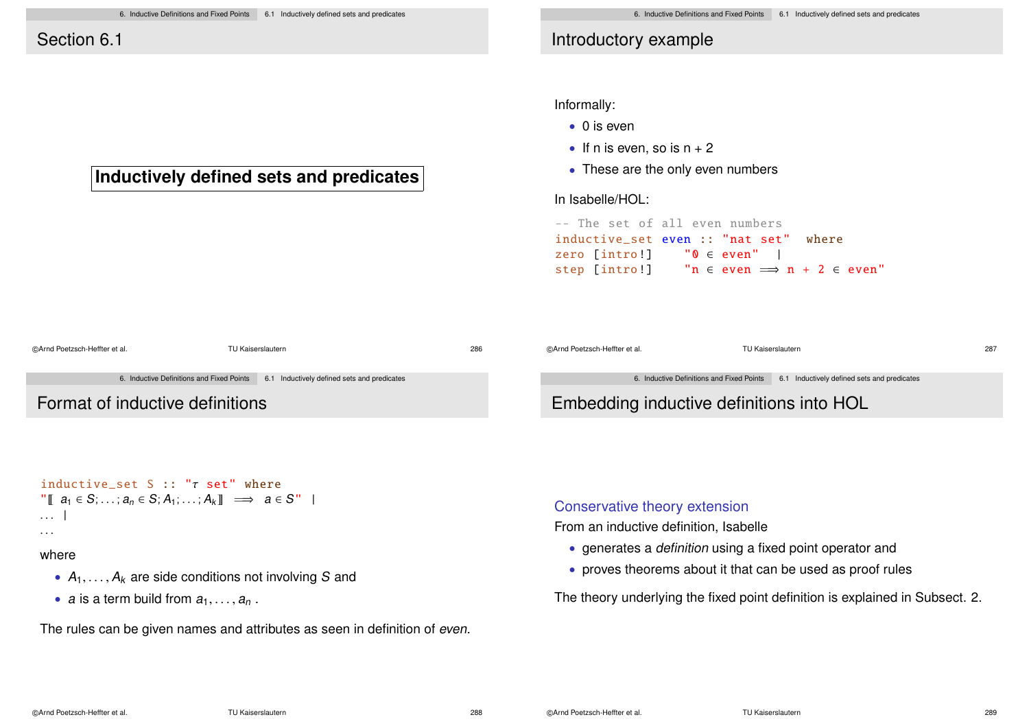## Section 6.1

**Inductively defined sets and predicates**

## Introductory example

Informally:

- 0 is even
- If n is even, so is n + 2
- These are the only even numbers

In Isabelle/HOL:

```
-- The set of all even numbers
inductive_set even :: "nat set"  where
zero [intro!]    "0 ∈ even"  |
step [intro!]    "n ∈ even ⟹ n + 2 ∈ even"
```

## Format of inductive definitions

```
inductive_set S :: "τ set" where
"⟦ a₁ ∈ S;...;aₙ ∈ S; A₁;...;Aₖ⟧  ⟹  a ∈ S"  |
... |
...
```

where

- $A_1, \ldots, A_k$ are side conditions not involving $S$ and
- $a$ is a term build from $a_1, \ldots, a_n$ .

The rules can be given names and attributes as seen in definition of *even*.

## Embedding inductive definitions into HOL

### Conservative theory extension

From an inductive definition, Isabelle

- generates a *definition* using a fixed point operator and
- proves theorems about it that can be used as proof rules

The theory underlying the fixed point definition is explained in Subsect. 2.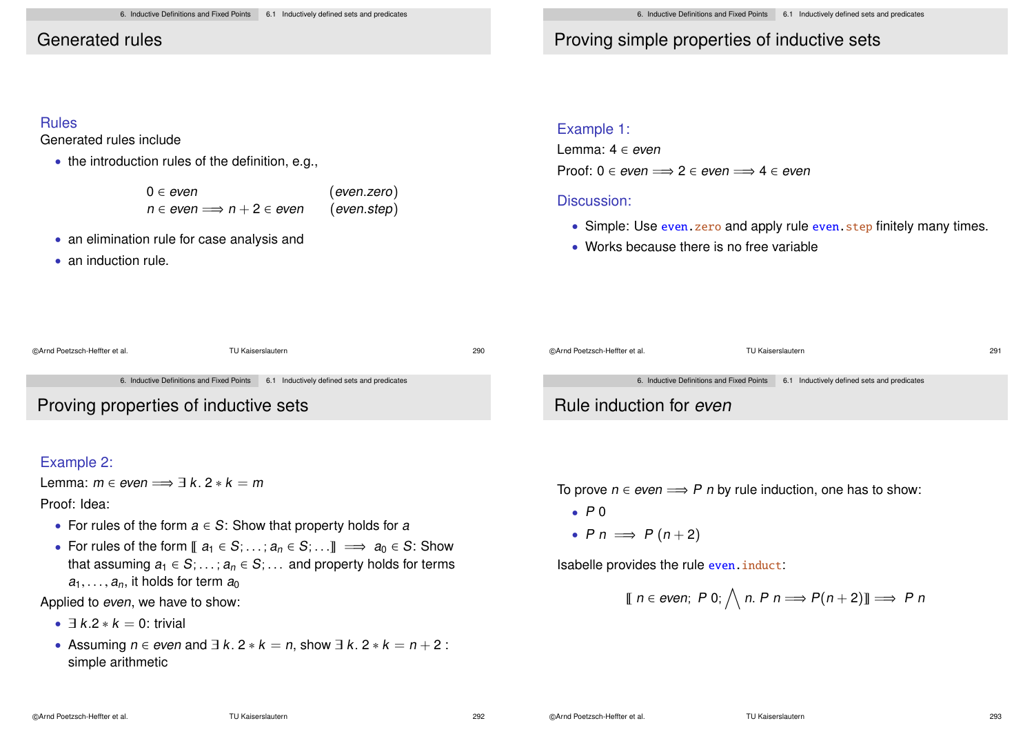## Generated rules

### Rules

Generated rules include

- the introduction rules of the definition, e.g.,

$$
\begin{array}{ll}
0 \in even & (even.zero) \\
n \in even \Longrightarrow n+2 \in even & (even.step)
\end{array}
$$

- an elimination rule for case analysis and
- an induction rule.

## Proving simple properties of inductive sets

### Example 1:

Lemma: $4 \in even$

Proof: $0 \in even \Longrightarrow 2 \in even \Longrightarrow 4 \in even$

### Discussion:

- Simple: Use `even.zero` and apply rule `even.step` finitely many times.
- Works because there is no free variable

## Proving properties of inductive sets

### Example 2:

Lemma: $m \in even \Longrightarrow \exists\, k.\, 2 * k = m$

Proof: Idea:

- For rules of the form $a \in S$: Show that property holds for $a$
- For rules of the form $[\![\, a_1 \in S; \ldots; a_n \in S; \ldots ]\!] \Longrightarrow a_0 \in S$: Show that assuming $a_1 \in S; \ldots; a_n \in S; \ldots$ and property holds for terms $a_1, \ldots, a_n$, it holds for term $a_0$

Applied to *even*, we have to show:

- $\exists\, k. 2 * k = 0$: trivial
- Assuming $n \in even$ and $\exists\, k.\, 2 * k = n$, show $\exists\, k.\, 2 * k = n + 2$ : simple arithmetic

## Rule induction for *even*

To prove $n \in even \Longrightarrow P\ n$ by rule induction, one has to show:

- $P\ 0$
- $P\ n \Longrightarrow P\ (n+2)$

Isabelle provides the rule `even.induct`:

$$
[\![\ n \in even;\ P\ 0;\ \bigwedge n.\ P\ n \Longrightarrow P(n+2) ]\!] \Longrightarrow P\ n
$$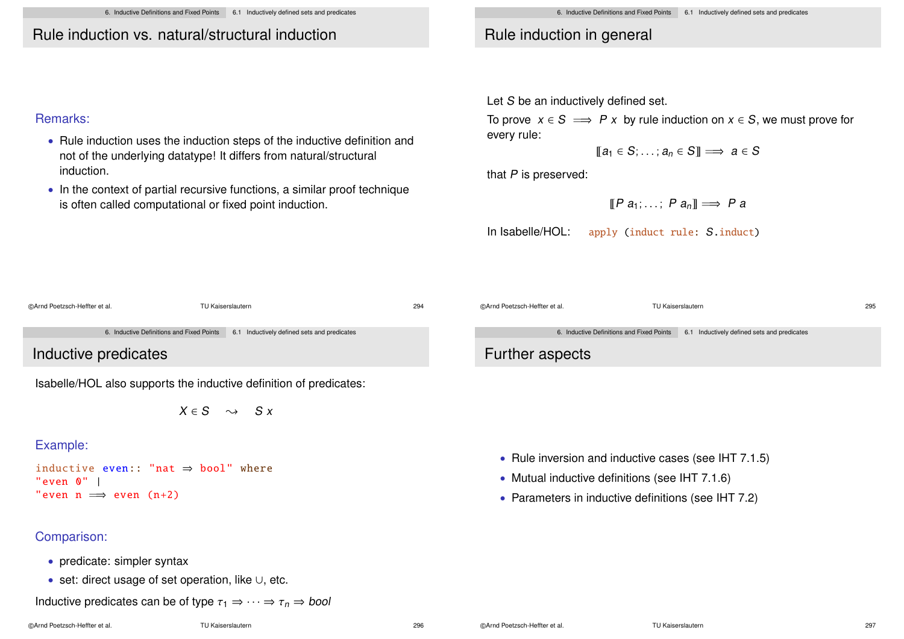## Rule induction vs. natural/structural induction

Remarks:

- Rule induction uses the induction steps of the inductive definition and not of the underlying datatype! It differs from natural/structural induction.
- In the context of partial recursive functions, a similar proof technique is often called computational or fixed point induction.

## Rule induction in general

Let $S$ be an inductively defined set.

To prove $x \in S \implies P\ x$ by rule induction on $x \in S$, we must prove for every rule:

$$[\![ a_1 \in S; \ldots ; a_n \in S ]\!] \implies a \in S$$

that $P$ is preserved:

$$[\![ P\ a_1; \ldots ;\ P\ a_n ]\!] \implies P\ a$$

In Isabelle/HOL: `apply (induct rule: S.induct)`

## Inductive predicates

Isabelle/HOL also supports the inductive definition of predicates:

$$X \in S \quad \rightsquigarrow \quad S\ x$$

Example:

```
inductive even:: "nat ⇒ bool" where
"even 0" |
"even n ⟹ even (n+2)"
```

Comparison:

- predicate: simpler syntax
- set: direct usage of set operation, like ∪, etc.

Inductive predicates can be of type $\tau_1 \Rightarrow \cdots \Rightarrow \tau_n \Rightarrow bool$

## Further aspects

- Rule inversion and inductive cases (see IHT 7.1.5)
- Mutual inductive definitions (see IHT 7.1.6)
- Parameters in inductive definitions (see IHT 7.2)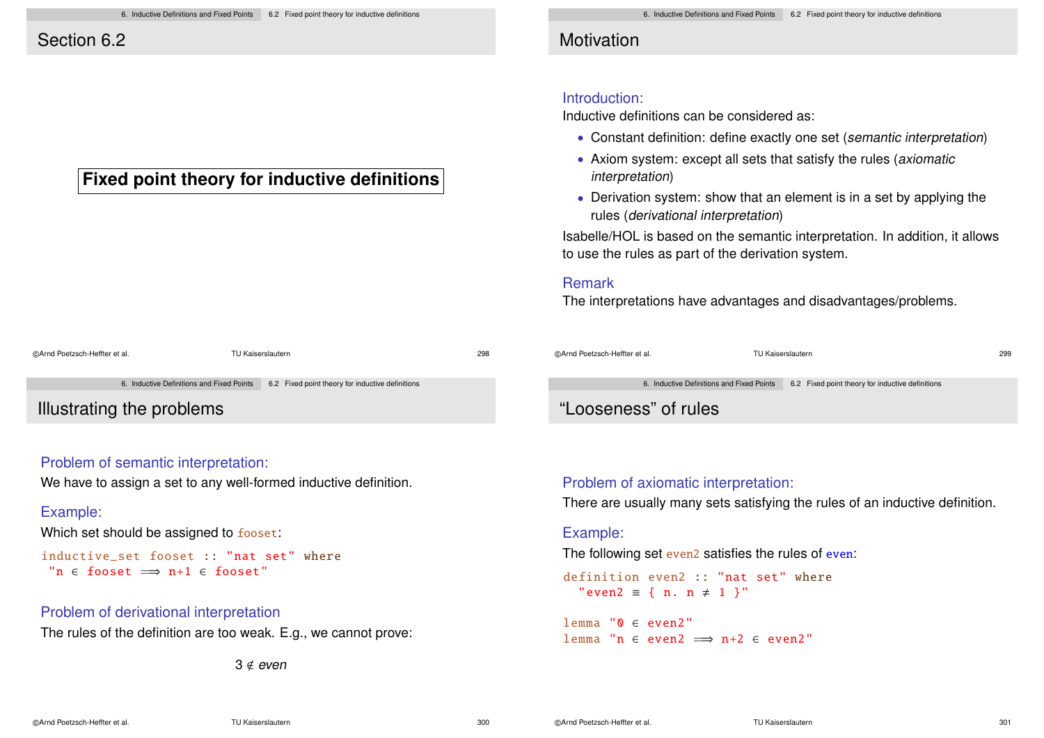## Section 6.2

**Fixed point theory for inductive definitions**

## Motivation

### Introduction:

Inductive definitions can be considered as:

- Constant definition: define exactly one set (*semantic interpretation*)
- Axiom system: except all sets that satisfy the rules (*axiomatic interpretation*)
- Derivation system: show that an element is in a set by applying the rules (*derivational interpretation*)

Isabelle/HOL is based on the semantic interpretation. In addition, it allows to use the rules as part of the derivation system.

### Remark

The interpretations have advantages and disadvantages/problems.

## Illustrating the problems

### Problem of semantic interpretation:

We have to assign a set to any well-formed inductive definition.

### Example:

Which set should be assigned to `fooset`:

```
inductive_set fooset :: "nat set" where
 "n ∈ fooset ⟹ n+1 ∈ fooset"
```

### Problem of derivational interpretation

The rules of the definition are too weak. E.g., we cannot prove:

$$3 \notin even$$

## "Looseness" of rules

### Problem of axiomatic interpretation:

There are usually many sets satisfying the rules of an inductive definition.

### Example:

The following set `even2` satisfies the rules of `even`:

```
definition even2 :: "nat set" where
  "even2 ≡ { n. n ≠ 1 }"

lemma "0 ∈ even2"
lemma "n ∈ even2 ⟹ n+2 ∈ even2"
```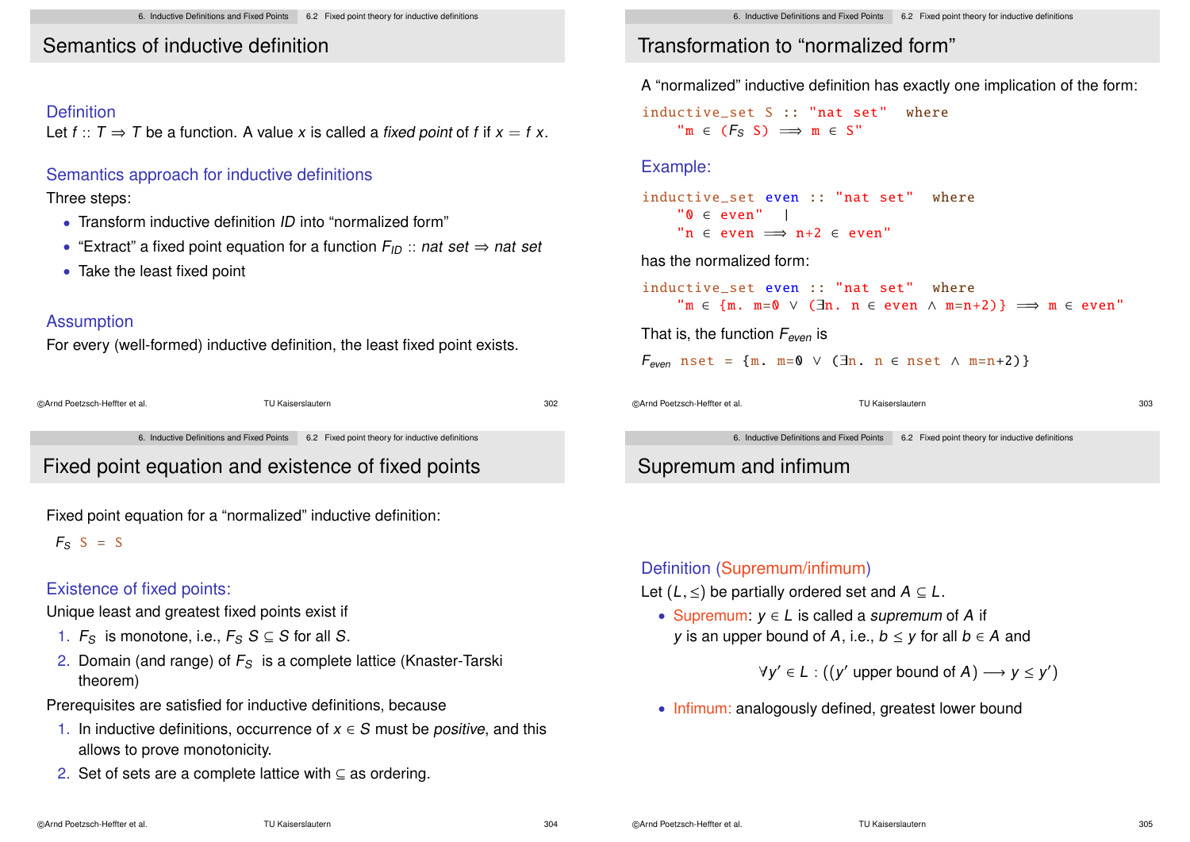## Semantics of inductive definition

### Definition

Let $f :: T \Rightarrow T$ be a function. A value $x$ is called a *fixed point* of $f$ if $x = f\ x$.

### Semantics approach for inductive definitions

Three steps:

- Transform inductive definition *ID* into "normalized form"
- "Extract" a fixed point equation for a function $F_{ID}$ :: *nat set* ⇒ *nat set*
- Take the least fixed point

### Assumption

For every (well-formed) inductive definition, the least fixed point exists.

## Transformation to "normalized form"

A "normalized" inductive definition has exactly one implication of the form:

```
inductive_set S :: "nat set"  where
    "m ∈ (F_S S) ⟹ m ∈ S"
```

### Example:

```
inductive_set even :: "nat set"  where
    "0 ∈ even"  |
    "n ∈ even ⟹ n+2 ∈ even"
```

has the normalized form:

```
inductive_set even :: "nat set"  where
    "m ∈ {m. m=0 ∨ (∃n. n ∈ even ∧ m=n+2)} ⟹ m ∈ even"
```

That is, the function $F_{even}$ is

$F_{even}$ `nset = {m. m=0 ∨ (∃n. n ∈ nset ∧ m=n+2)}`

## Fixed point equation and existence of fixed points

Fixed point equation for a "normalized" inductive definition:

$F_S$ `S = S`

### Existence of fixed points:

Unique least and greatest fixed points exist if

1. $F_S$ is monotone, i.e., $F_S\ S \subseteq S$ for all $S$.
2. Domain (and range) of $F_S$ is a complete lattice (Knaster-Tarski theorem)

Prerequisites are satisfied for inductive definitions, because

1. In inductive definitions, occurrence of $x \in S$ must be *positive*, and this allows to prove monotonicity.
2. Set of sets are a complete lattice with $\subseteq$ as ordering.

## Supremum and infimum

### Definition (Supremum/infimum)

Let $(L, \leq)$ be partially ordered set and $A \subseteq L$.

- Supremum: $y \in L$ is called a *supremum* of $A$ if $y$ is an upper bound of $A$, i.e., $b \leq y$ for all $b \in A$ and

$$\forall y' \in L : ((y' \text{ upper bound of } A) \longrightarrow y \leq y')$$

- Infimum: analogously defined, greatest lower bound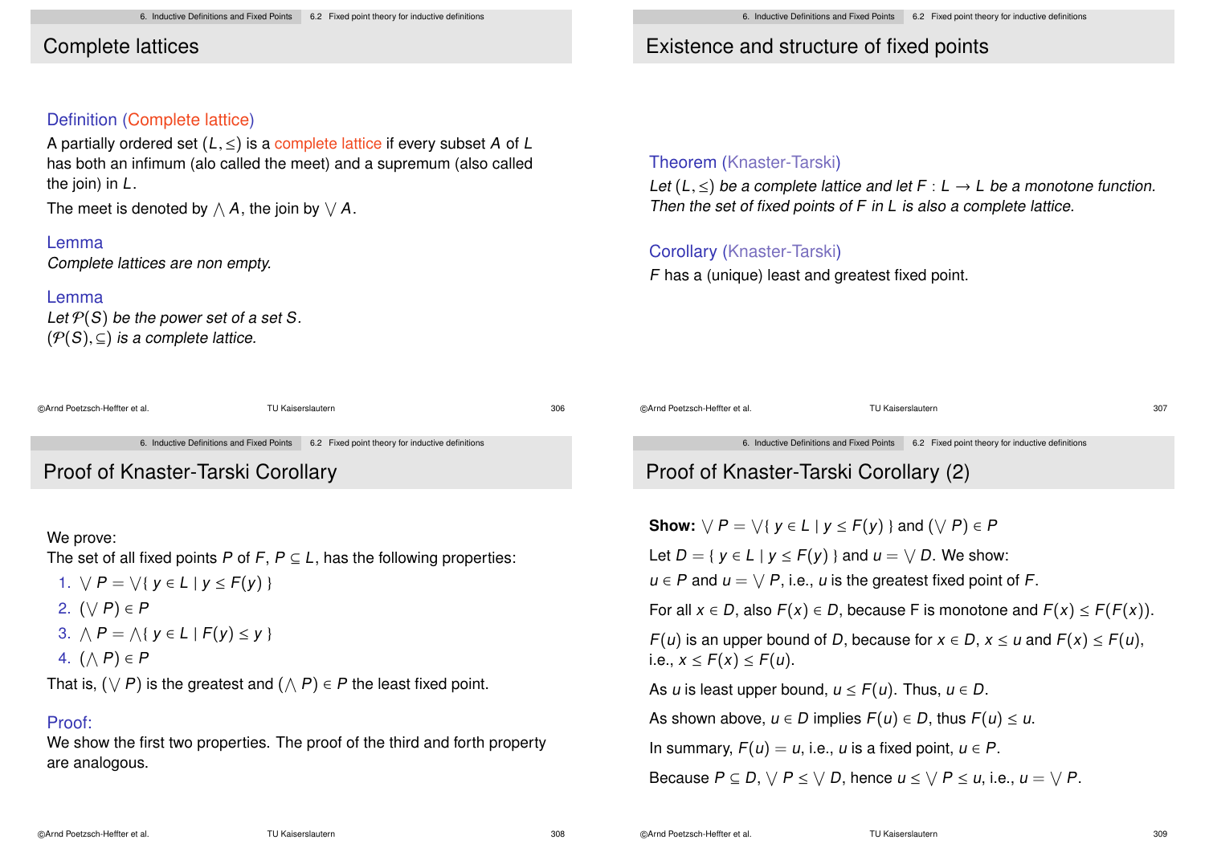## Complete lattices

**Definition (Complete lattice)**

A partially ordered set $(L, \leq)$ is a complete lattice if every subset $A$ of $L$ has both an infimum (alo called the meet) and a supremum (also called the join) in $L$.

The meet is denoted by $\bigwedge A$, the join by $\bigvee A$.

**Lemma**

*Complete lattices are non empty.*

**Lemma**

*Let $\mathcal{P}(S)$ be the power set of a set $S$.*
*$(\mathcal{P}(S), \subseteq)$ is a complete lattice.*

## Existence and structure of fixed points

**Theorem (Knaster-Tarski)**

*Let $(L, \leq)$ be a complete lattice and let $F : L \to L$ be a monotone function. Then the set of fixed points of $F$ in $L$ is also a complete lattice.*

**Corollary (Knaster-Tarski)**

$F$ has a (unique) least and greatest fixed point.

## Proof of Knaster-Tarski Corollary

We prove:
The set of all fixed points $P$ of $F$, $P \subseteq L$, has the following properties:

1. $\bigvee P = \bigvee \{ y \in L \mid y \leq F(y) \}$
2. $(\bigvee P) \in P$
3. $\bigwedge P = \bigwedge \{ y \in L \mid F(y) \leq y \}$
4. $(\bigwedge P) \in P$

That is, $(\bigvee P)$ is the greatest and $(\bigwedge P) \in P$ the least fixed point.

**Proof:**
We show the first two properties. The proof of the third and forth property are analogous.

## Proof of Knaster-Tarski Corollary (2)

**Show:** $\bigvee P = \bigvee \{ y \in L \mid y \leq F(y) \}$ and $(\bigvee P) \in P$

Let $D = \{ y \in L \mid y \leq F(y) \}$ and $u = \bigvee D$. We show:
$u \in P$ and $u = \bigvee P$, i.e., $u$ is the greatest fixed point of $F$.

For all $x \in D$, also $F(x) \in D$, because F is monotone and $F(x) \leq F(F(x))$.

$F(u)$ is an upper bound of $D$, because for $x \in D$, $x \leq u$ and $F(x) \leq F(u)$, i.e., $x \leq F(x) \leq F(u)$.

As $u$ is least upper bound, $u \leq F(u)$. Thus, $u \in D$.

As shown above, $u \in D$ implies $F(u) \in D$, thus $F(u) \leq u$.

In summary, $F(u) = u$, i.e., $u$ is a fixed point, $u \in P$.

Because $P \subseteq D$, $\bigvee P \leq \bigvee D$, hence $u \leq \bigvee P \leq u$, i.e., $u = \bigvee P$.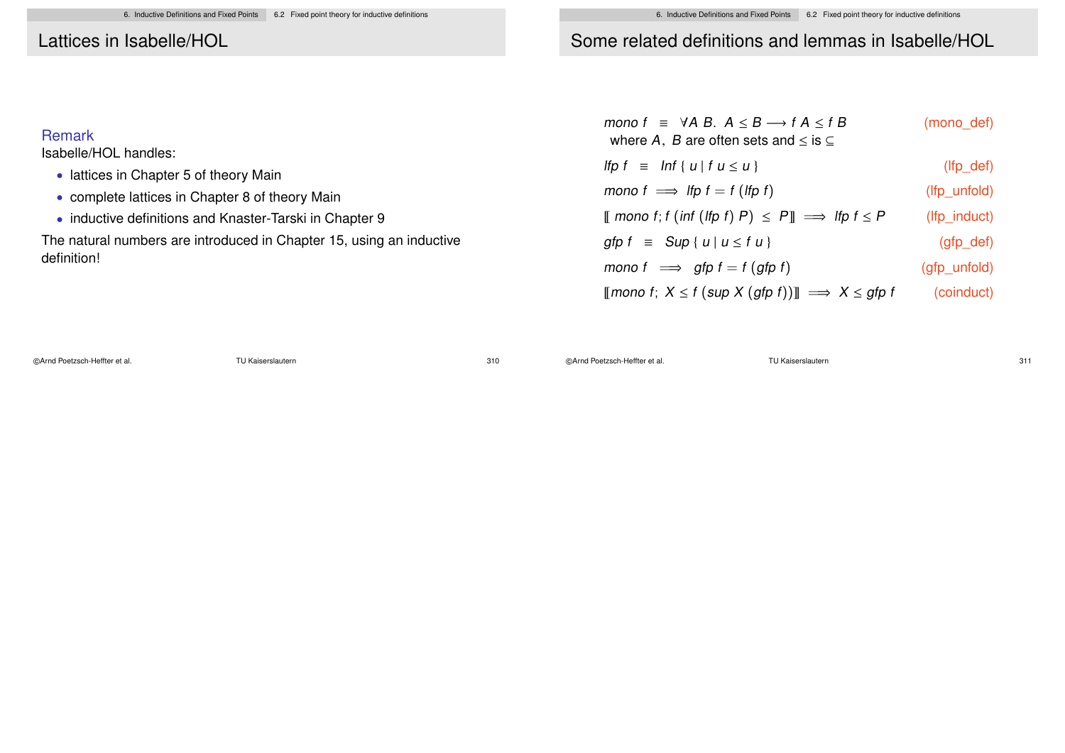## Lattices in Isabelle/HOL

**Remark**

Isabelle/HOL handles:

- lattices in Chapter 5 of theory Main
- complete lattices in Chapter 8 of theory Main
- inductive definitions and Knaster-Tarski in Chapter 9

The natural numbers are introduced in Chapter 15, using an inductive definition!

## Some related definitions and lemmas in Isabelle/HOL

$mono\ f \ \equiv\ \forall A\ B.\ A \leq B \longrightarrow f\ A \leq f\ B$ (mono_def)
where $A$, $B$ are often sets and $\leq$ is $\subseteq$

$lfp\ f \ \equiv\ Inf\ \{\ u \mid f\ u \leq u\ \}$ (lfp_def)

$mono\ f \implies lfp\ f = f\ (lfp\ f)$ (lfp_unfold)

$[\![\ mono\ f; f\ (inf\ (lfp\ f)\ P) \ \leq\ P ]\!] \implies lfp\ f \leq P$ (lfp_induct)

$gfp\ f \ \equiv\ Sup\ \{\ u \mid u \leq f\ u\ \}$ (gfp_def)

$mono\ f \implies gfp\ f = f\ (gfp\ f)$ (gfp_unfold)

$[\![ mono\ f;\ X \leq f\ (sup\ X\ (gfp\ f)) ]\!] \implies X \leq gfp\ f$ (coinduct)